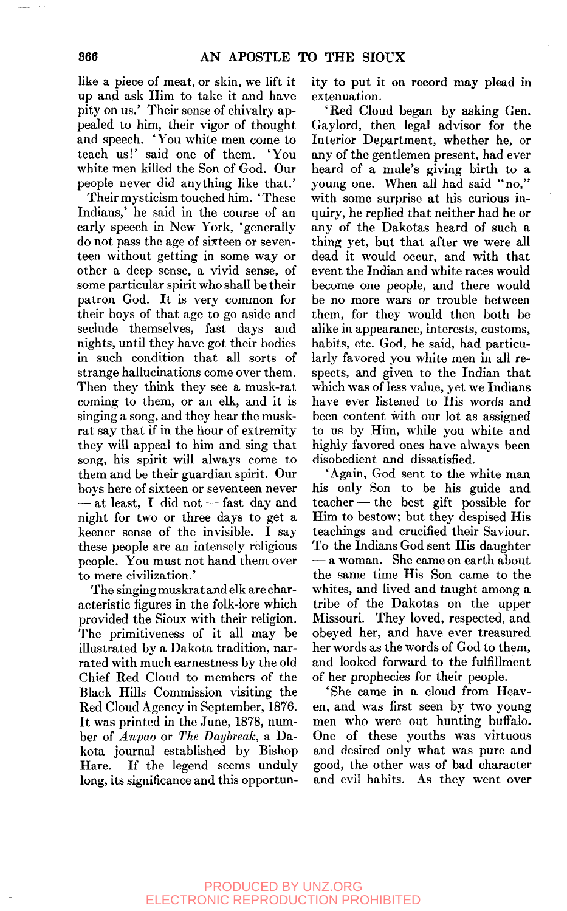like a piece of meat, or skin, we lift it up and ask Him to take it and have pity on us.' Their sense of chivalry appealed to him, their vigor of thought and speech. 'You white men come to teach us!' said one of them. 'You white men killed the Son of God. Our people never did anything like that.'

Their mysticism touched him. 'These Indians,' he said in the course of an early speech in New York, 'generally do not pass the age of sixteen or seventeen without getting in some way or other a deep sense, a vivid sense, of some particular spirit who shall be their patron God. It is very common for their boys of that age to go aside and seclude themselves, fast days and nights, until they have got their bodies in such condition that all sorts of strange hallucinations come over them. Then they think they see a musk-rat coming to them, or an elk, and it is singing a song, and they hear the musk-rat say that if in the hour of extremity they will appeal to him and sing that song, his spirit will always come to them and be their guardian spirit. Our boys here of sixteen or seventeen never — at least, I did not — fast day and night for two or three days to get a keener sense of the invisible. I say these people are an intensely religious people. You must not hand them over to mere civilization.'

The singing muskrat and elk are characteristic figures in the folk-lore which provided the Sioux with their religion. The primitiveness of it all may be illustrated by a Dakota tradition, narrated with much earnestness by the old Chief Red Cloud to members of the Black Hills Commission visiting the Red Cloud Agency in September, 1876. It was printed in the June, 1878, number of *Anpao* or *The Daybreak*, a Dakota journal established by Bishop Hare. If the legend seems unduly long, its significance and this opportunity to put it on record may plead in extenuation.

'Red Cloud began by asking Gen. Gaylord, then legal advisor for the Interior Department, whether he, or any of the gentlemen present, had ever heard of a mule's giving birth to a young one. When all had said "no," with some surprise at his curious inquiry, he replied that neither had he or any of the Dakotas heard of such a thing yet, but that after we were all dead it would occur, and with that event the Indian and white races would become one people, and there would be no more wars or trouble between them, for they would then both be alike in appearance, interests, customs, habits, etc. God, he said, had particularly favored you white men in all respects, and given to the Indian that which was of less value, yet we Indians have ever listened to His words and been content with our lot as assigned to us by Him, while you white and highly favored ones have always been disobedient and dissatisfied.

'Again, God sent to the white man his only Son to be his guide and teacher — the best gift possible for Him to bestow; but they despised His teachings and crucified their Saviour. To the Indians God sent His daughter — a woman. She came on earth about the same time His Son came to the whites, and lived and taught among a tribe of the Dakotas on the upper Missouri. They loved, respected, and obeyed her, and have ever treasured her words as the words of God to them, and looked forward to the fulfillment of her prophecies for their people.

'She came in a cloud from Heaven, and was first seen by two young men who were out hunting buffalo. One of these youths was virtuous and desired only what was pure and good, the other was of bad character and evil habits. As they went over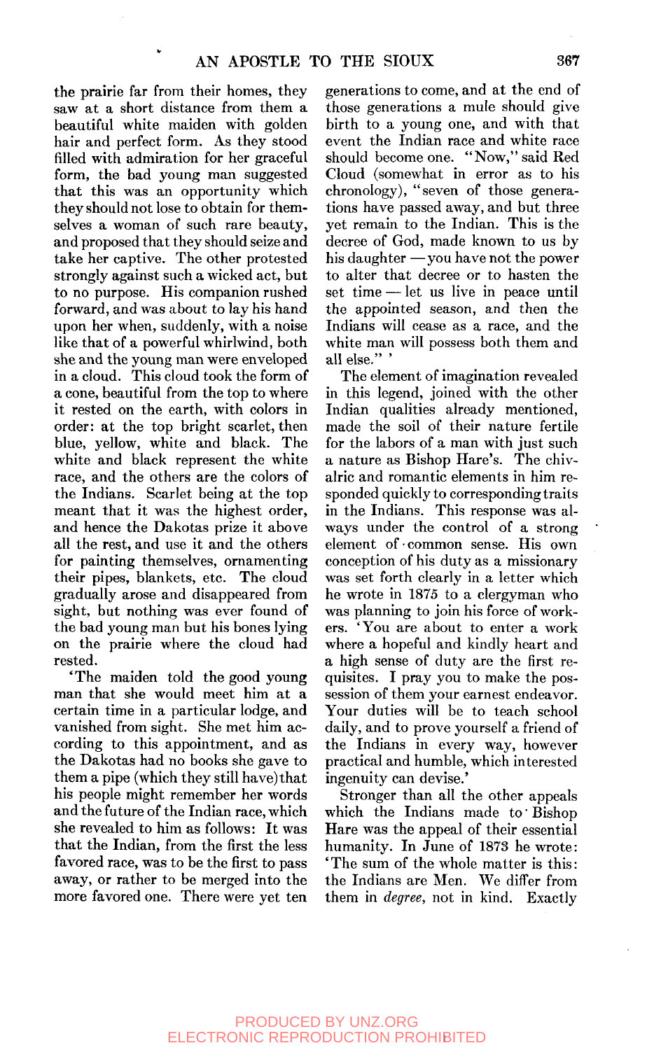the prairie far from their homes, they saw at a short distance from them a beautiful white maiden with golden hair and perfect form. As they stood filled with admiration for her graceful form, the bad young man suggested that this was an opportunity which they should not lose to obtain for themselves a woman of such rare beauty, and proposed that they should seize and take her captive. The other protested strongly against such a wicked act, but to no purpose. His companion rushed forward, and was about to lay his hand upon her when, suddenly, with a noise like that of a powerful whirlwind, both she and the young man were enveloped in a cloud. This cloud took the form of a cone, beautiful from the top to where it rested on the earth, with colors in order: at the top bright scarlet, then blue, yellow, white and black. The white and black represent the white race, and the others are the colors of the Indians. Scarlet being at the top meant that it was the highest order, and hence the Dakotas prize it above all the rest, and use it and the others for painting themselves, ornamenting their pipes, blankets, etc. The cloud gradually arose and disappeared from sight, but nothing was ever found of the bad young man but his bones lying on the prairie where the cloud had rested.

'The maiden told the good young man that she would meet him at a certain time in a particular lodge, and vanished from sight. She met him according to this appointment, and as the Dakotas had no books she gave to them a pipe (which they still have) that his people might remember her words and the future of the Indian race, which she revealed to him as follows: It was that the Indian, from the first the less favored race, was to be the first to pass away, or rather to be merged into the more favored one. There were yet ten generations to come, and at the end of those generations a mule should give birth to a young one, and with that event the Indian race and white race should become one. "Now," said Red Cloud (somewhat in error as to his chronology), "seven of those generations have passed away, and but three yet remain to the Indian. This is the decree of God, made known to us by his daughter — you have not the power to alter that decree or to hasten the set time — let us live in peace until the appointed season, and then the Indians will cease as a race, and the white man will possess both them and all else." '

The element of imagination revealed in this legend, joined with the other Indian qualities already mentioned, made the soil of their nature fertile for the labors of a man with just such a nature as Bishop Hare's. The chivalric and romantic elements in him responded quickly to corresponding traits in the Indians. This response was always under the control of a strong element of common sense. His own conception of his duty as a missionary was set forth clearly in a letter which he wrote in 1875 to a clergyman who was planning to join his force of workers. 'You are about to enter a work where a hopeful and kindly heart and a high sense of duty are the first requisites. I pray you to make the possession of them your earnest endeavor. Your duties will be to teach school daily, and to prove yourself a friend of the Indians in every way, however practical and humble, which interested ingenuity can devise.'

Stronger than all the other appeals which the Indians made to Bishop Hare was the appeal of their essential humanity. In June of 1873 he wrote: 'The sum of the whole matter is this: the Indians are Men. We differ from them in *degree*, not in kind. Exactly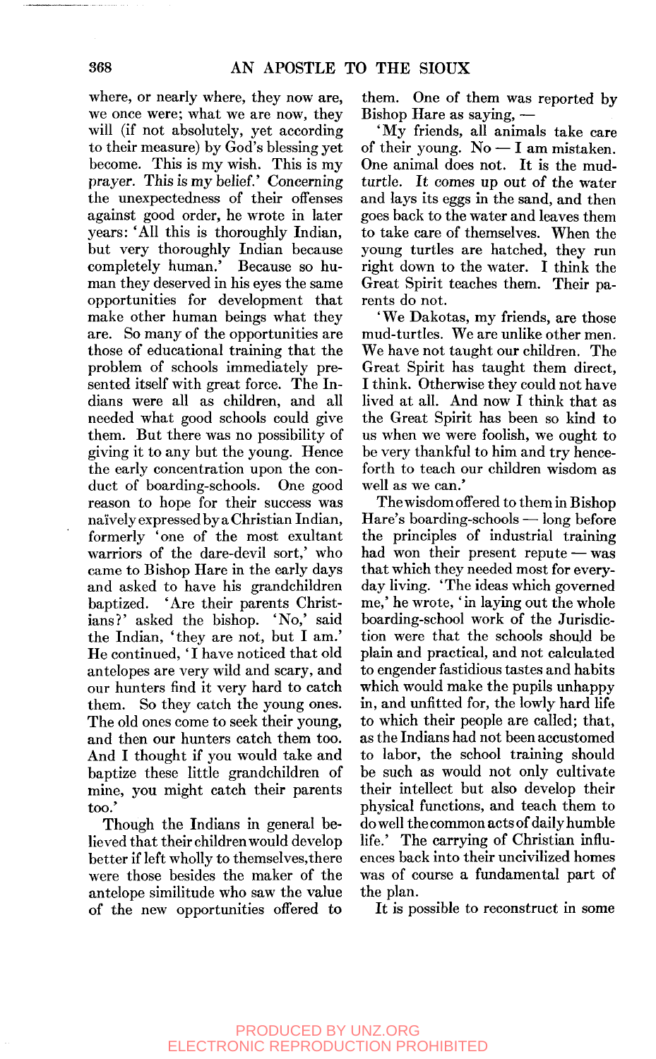where, or nearly where, they now are, we once were; what we are now, they will (if not absolutely, yet according to their measure) by God's blessing yet become. This is my wish. This is my prayer. This is my belief.' Concerning the unexpectedness of their offenses against good order, he wrote in later years: 'All this is thoroughly Indian, but very thoroughly Indian because completely human.' Because so human they deserved in his eyes the same opportunities for development that make other human beings what they are. So many of the opportunities are those of educational training that the problem of schools immediately presented itself with great force. The Indians were all as children, and all needed what good schools could give them. But there was no possibility of giving it to any but the young. Hence the early concentration upon the conduct of boarding-schools. One good reason to hope for their success was naïvely expressed by a Christian Indian, formerly 'one of the most exultant warriors of the dare-devil sort,' who came to Bishop Hare in the early days and asked to have his grandchildren baptized. 'Are their parents Christians?' asked the bishop. 'No,' said the Indian, 'they are not, but I am.' He continued, 'I have noticed that old antelopes are very wild and scary, and our hunters find it very hard to catch them. So they catch the young ones. The old ones come to seek their young, and then our hunters catch them too. And I thought if you would take and baptize these little grandchildren of mine, you might catch their parents too.'

Though the Indians in general believed that their children would develop better if left wholly to themselves, there were those besides the maker of the antelope similitude who saw the value of the new opportunities offered to them. One of them was reported by Bishop Hare as saying, —

'My friends, all animals take care of their young. No — I am mistaken. One animal does not. It is the mud-turtle. It comes up out of the water and lays its eggs in the sand, and then goes back to the water and leaves them to take care of themselves. When the young turtles are hatched, they run right down to the water. I think the Great Spirit teaches them. Their parents do not.

'We Dakotas, my friends, are those mud-turtles. We are unlike other men. We have not taught our children. The Great Spirit has taught them direct, I think. Otherwise they could not have lived at all. And now I think that as the Great Spirit has been so kind to us when we were foolish, we ought to be very thankful to him and try henceforth to teach our children wisdom as well as we can.'

The wisdom offered to them in Bishop Hare's boarding-schools — long before the principles of industrial training had won their present repute — was that which they needed most for everyday living. 'The ideas which governed me,' he wrote, 'in laying out the whole boarding-school work of the Jurisdiction were that the schools should be plain and practical, and not calculated to engender fastidious tastes and habits which would make the pupils unhappy in, and unfitted for, the lowly hard life to which their people are called; that, as the Indians had not been accustomed to labor, the school training should be such as would not only cultivate their intellect but also develop their physical functions, and teach them to do well the common acts of daily humble life.' The carrying of Christian influences back into their uncivilized homes was of course a fundamental part of the plan.

It is possible to reconstruct in some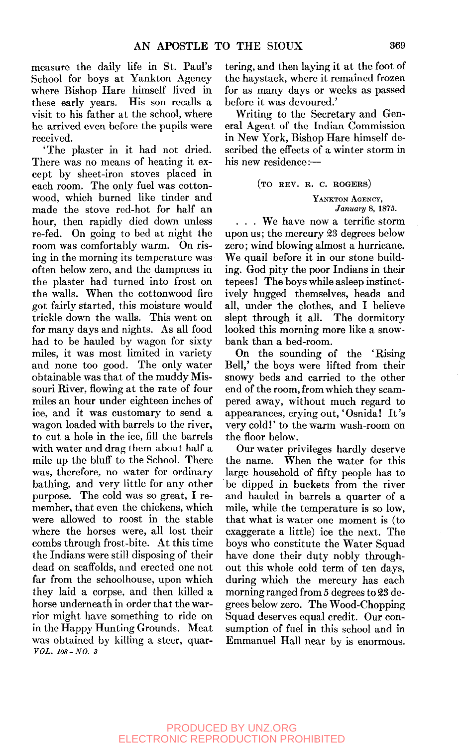measure the daily life in St. Paul's School for boys at Yankton Agency where Bishop Hare himself lived in these early years. His son recalls a visit to his father at the school, where he arrived even before the pupils were received.

'The plaster in it had not dried. There was no means of heating it except by sheet-iron stoves placed in each room. The only fuel was cottonwood, which burned like tinder and made the stove red-hot for half an hour, then rapidly died down unless re-fed. On going to bed at night the room was comfortably warm. On rising in the morning its temperature was often below zero, and the dampness in the plaster had turned into frost on the walls. When the cottonwood fire got fairly started, this moisture would trickle down the walls. This went on for many days and nights. As all food had to be hauled by wagon for sixty miles, it was most limited in variety and none too good. The only water obtainable was that of the muddy Missouri River, flowing at the rate of four miles an hour under eighteen inches of ice, and it was customary to send a wagon loaded with barrels to the river, to cut a hole in the ice, fill the barrels with water and drag them about half a mile up the bluff to the School. There was, therefore, no water for ordinary bathing, and very little for any other purpose. The cold was so great, I remember, that even the chickens, which were allowed to roost in the stable where the horses were, all lost their combs through frost-bite. At this time the Indians were still disposing of their dead on scaffolds, and erected one not far from the schoolhouse, upon which they laid a corpse, and then killed a horse underneath in order that the warrior might have something to ride on in the Happy Hunting Grounds. Meat was obtained by killing a steer, quartering, and then laying it at the foot of the haystack, where it remained frozen for as many days or weeks as passed before it was devoured.'

Writing to the Secretary and General Agent of the Indian Commission in New York, Bishop Hare himself described the effects of a winter storm in his new residence:—

(TO REV. R. C. ROGERS)

YANKTON AGENCY,
*January* 8, 1875.

. . . We have now a terrific storm upon us; the mercury 23 degrees below zero; wind blowing almost a hurricane. We quail before it in our stone building. God pity the poor Indians in their tepees! The boys while asleep instinctively hugged themselves, heads and all, under the clothes, and I believe slept through it all. The dormitory looked this morning more like a snowbank than a bed-room.

On the sounding of the 'Rising Bell,' the boys were lifted from their snowy beds and carried to the other end of the room, from which they scampered away, without much regard to appearances, crying out, 'Osnida! It's very cold!' to the warm wash-room on the floor below.

Our water privileges hardly deserve the name. When the water for this large household of fifty people has to be dipped in buckets from the river and hauled in barrels a quarter of a mile, while the temperature is so low, that what is water one moment is (to exaggerate a little) ice the next. The boys who constitute the Water Squad have done their duty nobly throughout this whole cold term of ten days, during which the mercury has each morning ranged from 5 degrees to 23 degrees below zero. The Wood-Chopping Squad deserves equal credit. Our consumption of fuel in this school and in Emmanuel Hall near by is enormous.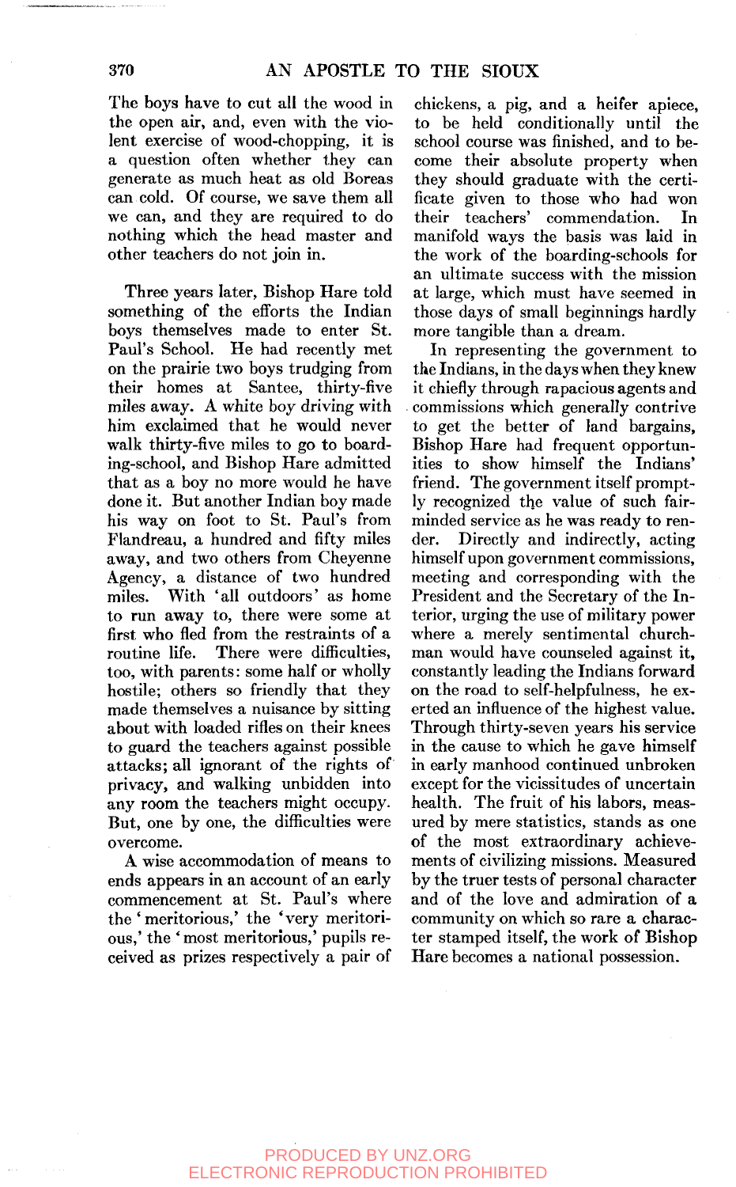The boys have to cut all the wood in the open air, and, even with the violent exercise of wood-chopping, it is a question often whether they can generate as much heat as old Boreas can cold. Of course, we save them all we can, and they are required to do nothing which the head master and other teachers do not join in.

Three years later, Bishop Hare told something of the efforts the Indian boys themselves made to enter St. Paul's School. He had recently met on the prairie two boys trudging from their homes at Santee, thirty-five miles away. A white boy driving with him exclaimed that he would never walk thirty-five miles to go to boarding-school, and Bishop Hare admitted that as a boy no more would he have done it. But another Indian boy made his way on foot to St. Paul's from Flandreau, a hundred and fifty miles away, and two others from Cheyenne Agency, a distance of two hundred miles. With 'all outdoors' as home to run away to, there were some at first who fled from the restraints of a routine life. There were difficulties, too, with parents: some half or wholly hostile; others so friendly that they made themselves a nuisance by sitting about with loaded rifles on their knees to guard the teachers against possible attacks; all ignorant of the rights of privacy, and walking unbidden into any room the teachers might occupy. But, one by one, the difficulties were overcome.

A wise accommodation of means to ends appears in an account of an early commencement at St. Paul's where the 'meritorious,' the 'very meritorious,' the 'most meritorious,' pupils received as prizes respectively a pair of chickens, a pig, and a heifer apiece, to be held conditionally until the school course was finished, and to become their absolute property when they should graduate with the certificate given to those who had won their teachers' commendation. In manifold ways the basis was laid in the work of the boarding-schools for an ultimate success with the mission at large, which must have seemed in those days of small beginnings hardly more tangible than a dream.

In representing the government to the Indians, in the days when they knew it chiefly through rapacious agents and commissions which generally contrive to get the better of land bargains, Bishop Hare had frequent opportunities to show himself the Indians' friend. The government itself promptly recognized the value of such fair-minded service as he was ready to render. Directly and indirectly, acting himself upon government commissions, meeting and corresponding with the President and the Secretary of the Interior, urging the use of military power where a merely sentimental churchman would have counseled against it, constantly leading the Indians forward on the road to self-helpfulness, he exerted an influence of the highest value. Through thirty-seven years his service in the cause to which he gave himself in early manhood continued unbroken except for the vicissitudes of uncertain health. The fruit of his labors, measured by mere statistics, stands as one of the most extraordinary achievements of civilizing missions. Measured by the truer tests of personal character and of the love and admiration of a community on which so rare a character stamped itself, the work of Bishop Hare becomes a national possession.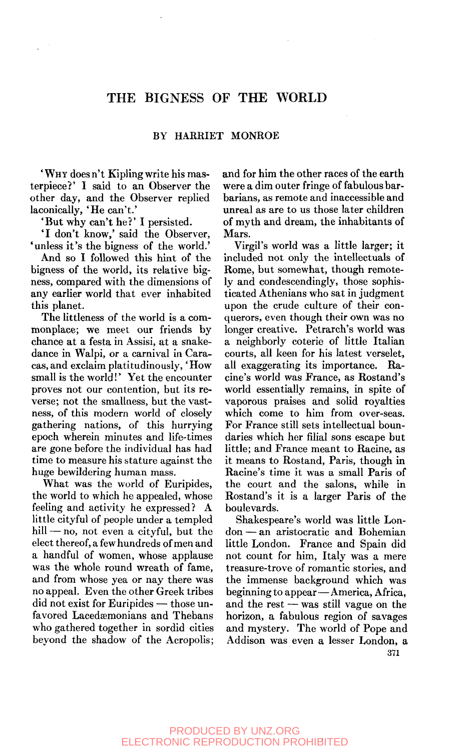# THE BIGNESS OF THE WORLD

BY HARRIET MONROE

'WHY does n't Kipling write his masterpiece?' I said to an Observer the other day, and the Observer replied laconically, 'He can't.'

'But why can't he?' I persisted.

'I don't know,' said the Observer, 'unless it's the bigness of the world.'

And so I followed this hint of the bigness of the world, its relative bigness, compared with the dimensions of any earlier world that ever inhabited this planet.

The littleness of the world is a commonplace; we meet our friends by chance at a festa in Assisi, at a snake-dance in Walpi, or a carnival in Caracas, and exclaim platitudinously, 'How small is the world!' Yet the encounter proves not our contention, but its reverse; not the smallness, but the vastness, of this modern world of closely gathering nations, of this hurrying epoch wherein minutes and life-times are gone before the individual has had time to measure his stature against the huge bewildering human mass.

What was the world of Euripides, the world to which he appealed, whose feeling and activity he expressed? A little cityful of people under a templed hill — no, not even a cityful, but the elect thereof, a few hundreds of men and a handful of women, whose applause was the whole round wreath of fame, and from whose yea or nay there was no appeal. Even the other Greek tribes did not exist for Euripides — those unfavored Lacedæmonians and Thebans who gathered together in sordid cities beyond the shadow of the Acropolis; and for him the other races of the earth were a dim outer fringe of fabulous barbarians, as remote and inaccessible and unreal as are to us those later children of myth and dream, the inhabitants of Mars.

Virgil's world was a little larger; it included not only the intellectuals of Rome, but somewhat, though remotely and condescendingly, those sophisticated Athenians who sat in judgment upon the crude culture of their conquerors, even though their own was no longer creative. Petrarch's world was a neighborly coterie of little Italian courts, all keen for his latest verselet, all exaggerating its importance. Racine's world was France, as Rostand's world essentially remains, in spite of vaporous praises and solid royalties which come to him from over-seas. For France still sets intellectual boundaries which her filial sons escape but little; and France meant to Racine, as it means to Rostand, Paris, though in Racine's time it was a small Paris of the court and the salons, while in Rostand's it is a larger Paris of the boulevards.

Shakespeare's world was little London — an aristocratic and Bohemian little London. France and Spain did not count for him, Italy was a mere treasure-trove of romantic stories, and the immense background which was beginning to appear — America, Africa, and the rest — was still vague on the horizon, a fabulous region of savages and mystery. The world of Pope and Addison was even a lesser London, a